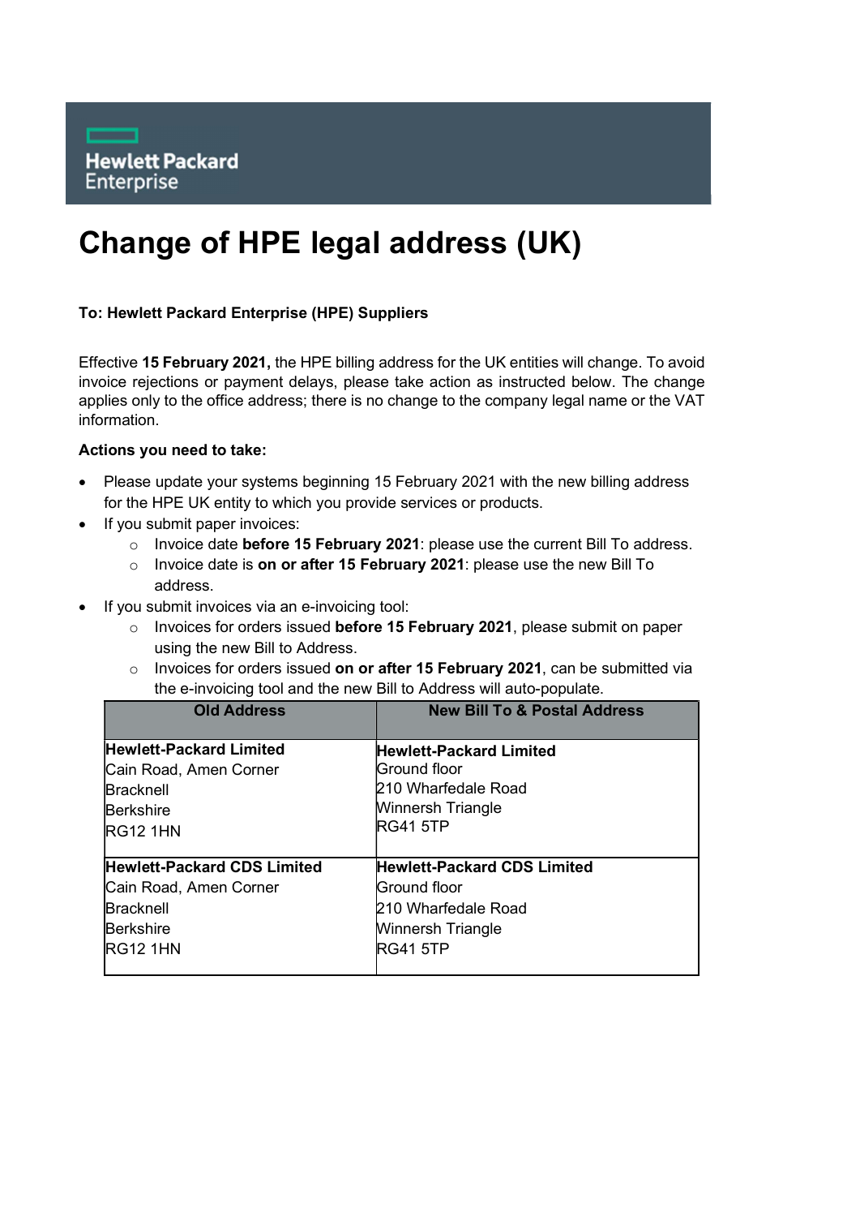Hewlett Packard Enterprise

# Change of HPE legal address (UK)

**To: Hewlett Packard Enterprise (HPE) Suppliers**

Effective **15 February 2021,** the HPE billing address for the UK entities will change. To avoid invoice rejections or payment delays, please take action as instructed below. The change applies only to the office address; there is no change to the company legal name or the VAT information.

**Actions you need to take:**

- Please update your systems beginning 15 February 2021 with the new billing address for the HPE UK entity to which you provide services or products.
- If you submit paper invoices:
  - Invoice date **before 15 February 2021**: please use the current Bill To address.
  - Invoice date is **on or after 15 February 2021**: please use the new Bill To address.
- If you submit invoices via an e-invoicing tool:
  - Invoices for orders issued **before 15 February 2021**, please submit on paper using the new Bill to Address.
  - Invoices for orders issued **on or after 15 February 2021**, can be submitted via the e-invoicing tool and the new Bill to Address will auto-populate.

| Old Address | New Bill To & Postal Address |
|---|---|
| **Hewlett-Packard Limited**<br>Cain Road, Amen Corner<br>Bracknell<br>Berkshire<br>RG12 1HN | **Hewlett-Packard Limited**<br>Ground floor<br>210 Wharfedale Road<br>Winnersh Triangle<br>RG41 5TP |
| **Hewlett-Packard CDS Limited**<br>Cain Road, Amen Corner<br>Bracknell<br>Berkshire<br>RG12 1HN | **Hewlett-Packard CDS Limited**<br>Ground floor<br>210 Wharfedale Road<br>Winnersh Triangle<br>RG41 5TP |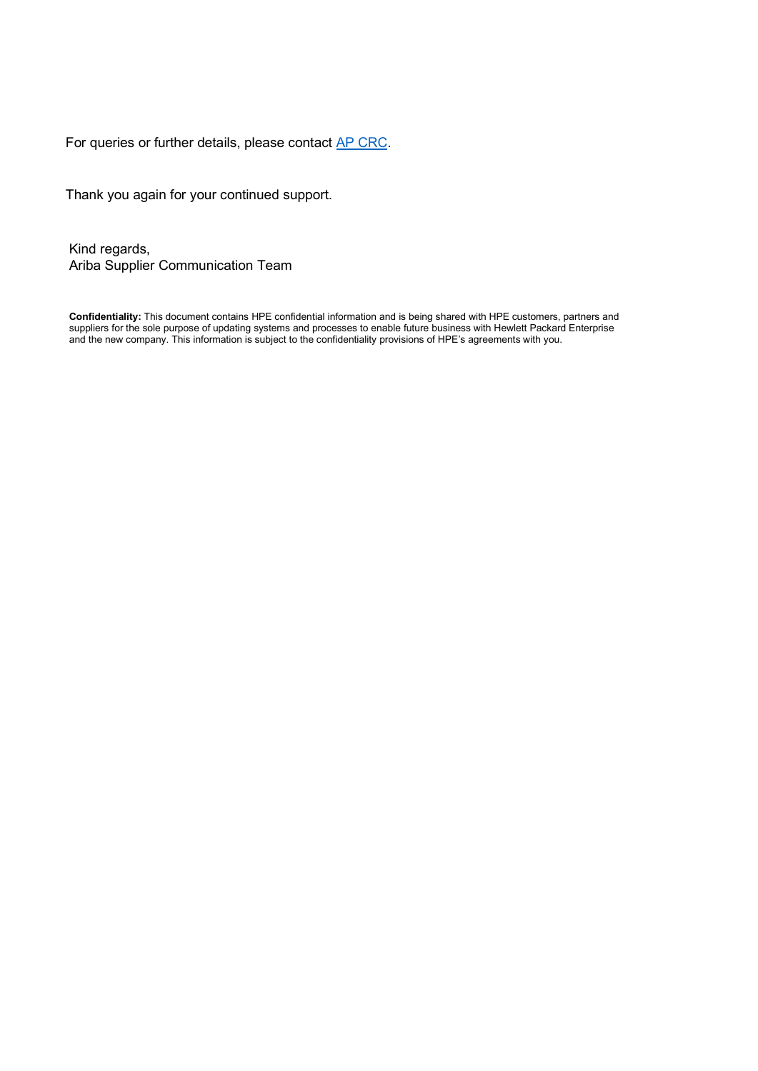For queries or further details, please contact AP CRC.

Thank you again for your continued support.

Kind regards,
Ariba Supplier Communication Team

**Confidentiality:** This document contains HPE confidential information and is being shared with HPE customers, partners and suppliers for the sole purpose of updating systems and processes to enable future business with Hewlett Packard Enterprise and the new company. This information is subject to the confidentiality provisions of HPE's agreements with you.